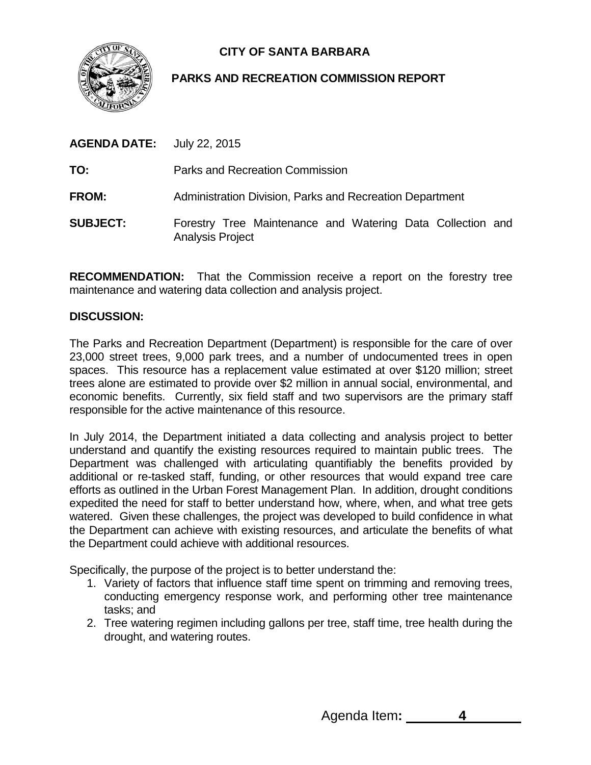**CITY OF SANTA BARBARA**

**PARKS AND RECREATION COMMISSION REPORT**

**AGENDA DATE:** July 22, 2015

**TO:** Parks and Recreation Commission

**FROM:** Administration Division, Parks and Recreation Department

**SUBJECT:** Forestry Tree Maintenance and Watering Data Collection and Analysis Project

**RECOMMENDATION:** That the Commission receive a report on the forestry tree maintenance and watering data collection and analysis project.

**DISCUSSION:**

The Parks and Recreation Department (Department) is responsible for the care of over 23,000 street trees, 9,000 park trees, and a number of undocumented trees in open spaces. This resource has a replacement value estimated at over $120 million; street trees alone are estimated to provide over $2 million in annual social, environmental, and economic benefits. Currently, six field staff and two supervisors are the primary staff responsible for the active maintenance of this resource.

In July 2014, the Department initiated a data collecting and analysis project to better understand and quantify the existing resources required to maintain public trees. The Department was challenged with articulating quantifiably the benefits provided by additional or re-tasked staff, funding, or other resources that would expand tree care efforts as outlined in the Urban Forest Management Plan. In addition, drought conditions expedited the need for staff to better understand how, where, when, and what tree gets watered. Given these challenges, the project was developed to build confidence in what the Department can achieve with existing resources, and articulate the benefits of what the Department could achieve with additional resources.

Specifically, the purpose of the project is to better understand the:

1. Variety of factors that influence staff time spent on trimming and removing trees, conducting emergency response work, and performing other tree maintenance tasks; and
2. Tree watering regimen including gallons per tree, staff time, tree health during the drought, and watering routes.

Agenda Item**:** 4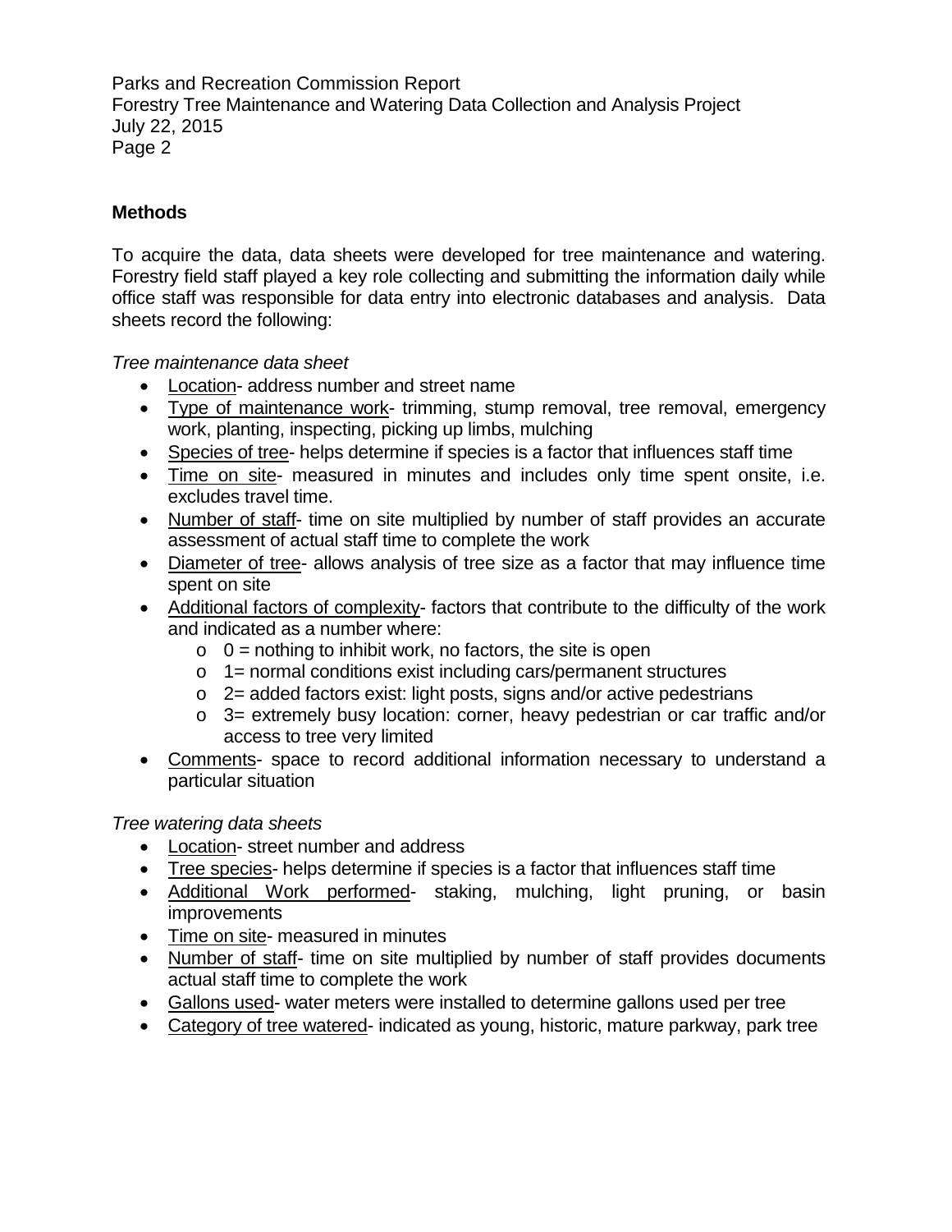## Methods

To acquire the data, data sheets were developed for tree maintenance and watering. Forestry field staff played a key role collecting and submitting the information daily while office staff was responsible for data entry into electronic databases and analysis. Data sheets record the following:

*Tree maintenance data sheet*

- Location- address number and street name
- Type of maintenance work- trimming, stump removal, tree removal, emergency work, planting, inspecting, picking up limbs, mulching
- Species of tree- helps determine if species is a factor that influences staff time
- Time on site- measured in minutes and includes only time spent onsite, i.e. excludes travel time.
- Number of staff- time on site multiplied by number of staff provides an accurate assessment of actual staff time to complete the work
- Diameter of tree- allows analysis of tree size as a factor that may influence time spent on site
- Additional factors of complexity- factors that contribute to the difficulty of the work and indicated as a number where:
  - 0 = nothing to inhibit work, no factors, the site is open
  - 1= normal conditions exist including cars/permanent structures
  - 2= added factors exist: light posts, signs and/or active pedestrians
  - 3= extremely busy location: corner, heavy pedestrian or car traffic and/or access to tree very limited
- Comments- space to record additional information necessary to understand a particular situation

*Tree watering data sheets*

- Location- street number and address
- Tree species- helps determine if species is a factor that influences staff time
- Additional Work performed- staking, mulching, light pruning, or basin improvements
- Time on site- measured in minutes
- Number of staff- time on site multiplied by number of staff provides documents actual staff time to complete the work
- Gallons used- water meters were installed to determine gallons used per tree
- Category of tree watered- indicated as young, historic, mature parkway, park tree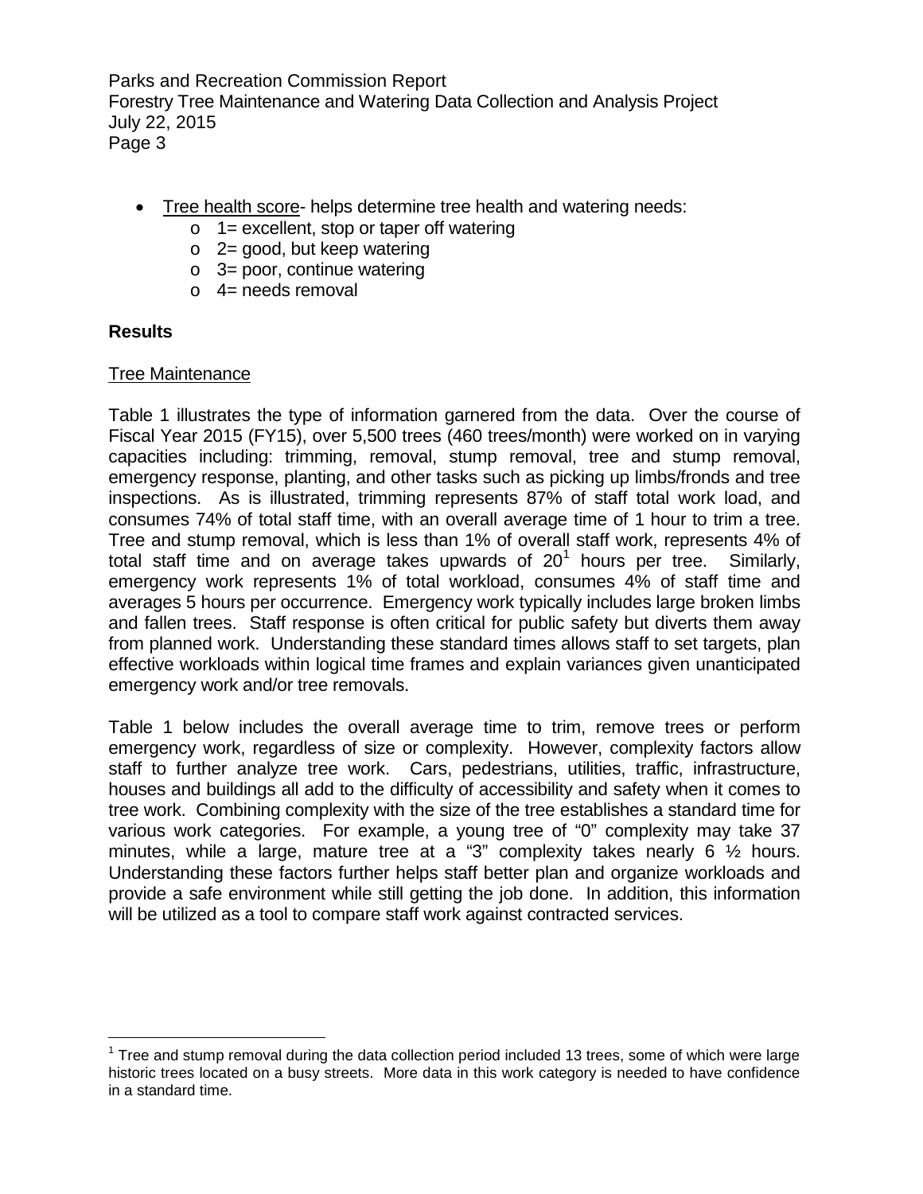- Tree health score- helps determine tree health and watering needs:
  - 1= excellent, stop or taper off watering
  - 2= good, but keep watering
  - 3= poor, continue watering
  - 4= needs removal

**Results**

Tree Maintenance

Table 1 illustrates the type of information garnered from the data. Over the course of Fiscal Year 2015 (FY15), over 5,500 trees (460 trees/month) were worked on in varying capacities including: trimming, removal, stump removal, tree and stump removal, emergency response, planting, and other tasks such as picking up limbs/fronds and tree inspections. As is illustrated, trimming represents 87% of staff total work load, and consumes 74% of total staff time, with an overall average time of 1 hour to trim a tree. Tree and stump removal, which is less than 1% of overall staff work, represents 4% of total staff time and on average takes upwards of 20[1] hours per tree. Similarly, emergency work represents 1% of total workload, consumes 4% of staff time and averages 5 hours per occurrence. Emergency work typically includes large broken limbs and fallen trees. Staff response is often critical for public safety but diverts them away from planned work. Understanding these standard times allows staff to set targets, plan effective workloads within logical time frames and explain variances given unanticipated emergency work and/or tree removals.

Table 1 below includes the overall average time to trim, remove trees or perform emergency work, regardless of size or complexity. However, complexity factors allow staff to further analyze tree work. Cars, pedestrians, utilities, traffic, infrastructure, houses and buildings all add to the difficulty of accessibility and safety when it comes to tree work. Combining complexity with the size of the tree establishes a standard time for various work categories. For example, a young tree of "0" complexity may take 37 minutes, while a large, mature tree at a "3" complexity takes nearly 6 ½ hours. Understanding these factors further helps staff better plan and organize workloads and provide a safe environment while still getting the job done. In addition, this information will be utilized as a tool to compare staff work against contracted services.

[1] Tree and stump removal during the data collection period included 13 trees, some of which were large historic trees located on a busy streets. More data in this work category is needed to have confidence in a standard time.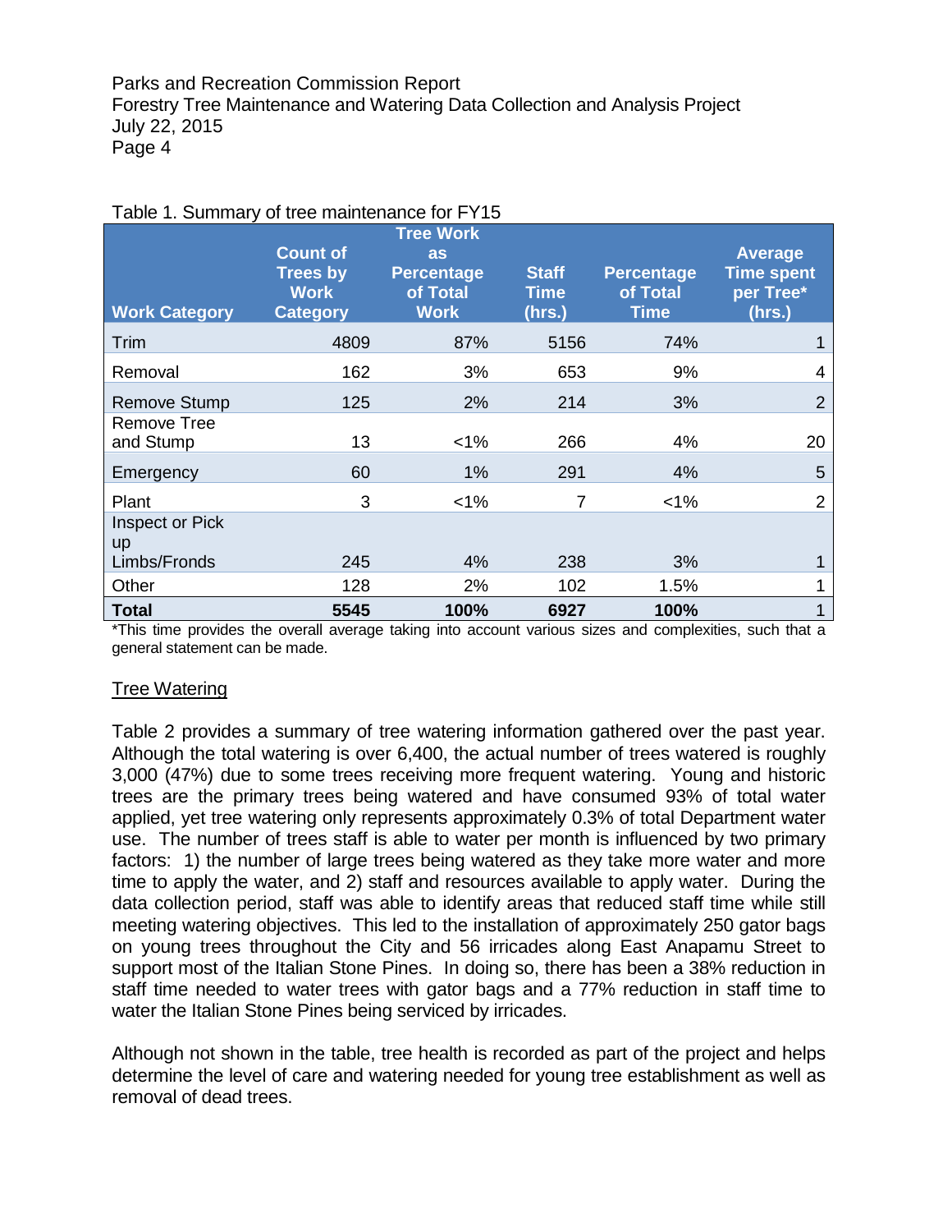Table 1. Summary of tree maintenance for FY15

| Work Category | Count of Trees by Work Category | Tree Work as Percentage of Total Work | Staff Time (hrs.) | Percentage of Total Time | Average Time spent per Tree* (hrs.) |
|---|---|---|---|---|---|
| Trim | 4809 | 87% | 5156 | 74% | 1 |
| Removal | 162 | 3% | 653 | 9% | 4 |
| Remove Stump | 125 | 2% | 214 | 3% | 2 |
| Remove Tree and Stump | 13 | <1% | 266 | 4% | 20 |
| Emergency | 60 | 1% | 291 | 4% | 5 |
| Plant | 3 | <1% | 7 | <1% | 2 |
| Inspect or Pick up Limbs/Fronds | 245 | 4% | 238 | 3% | 1 |
| Other | 128 | 2% | 102 | 1.5% | 1 |
| **Total** | **5545** | **100%** | **6927** | **100%** | 1 |

*This time provides the overall average taking into account various sizes and complexities, such that a general statement can be made.

## Tree Watering

Table 2 provides a summary of tree watering information gathered over the past year. Although the total watering is over 6,400, the actual number of trees watered is roughly 3,000 (47%) due to some trees receiving more frequent watering. Young and historic trees are the primary trees being watered and have consumed 93% of total water applied, yet tree watering only represents approximately 0.3% of total Department water use. The number of trees staff is able to water per month is influenced by two primary factors: 1) the number of large trees being watered as they take more water and more time to apply the water, and 2) staff and resources available to apply water. During the data collection period, staff was able to identify areas that reduced staff time while still meeting watering objectives. This led to the installation of approximately 250 gator bags on young trees throughout the City and 56 irricades along East Anapamu Street to support most of the Italian Stone Pines. In doing so, there has been a 38% reduction in staff time needed to water trees with gator bags and a 77% reduction in staff time to water the Italian Stone Pines being serviced by irricades.

Although not shown in the table, tree health is recorded as part of the project and helps determine the level of care and watering needed for young tree establishment as well as removal of dead trees.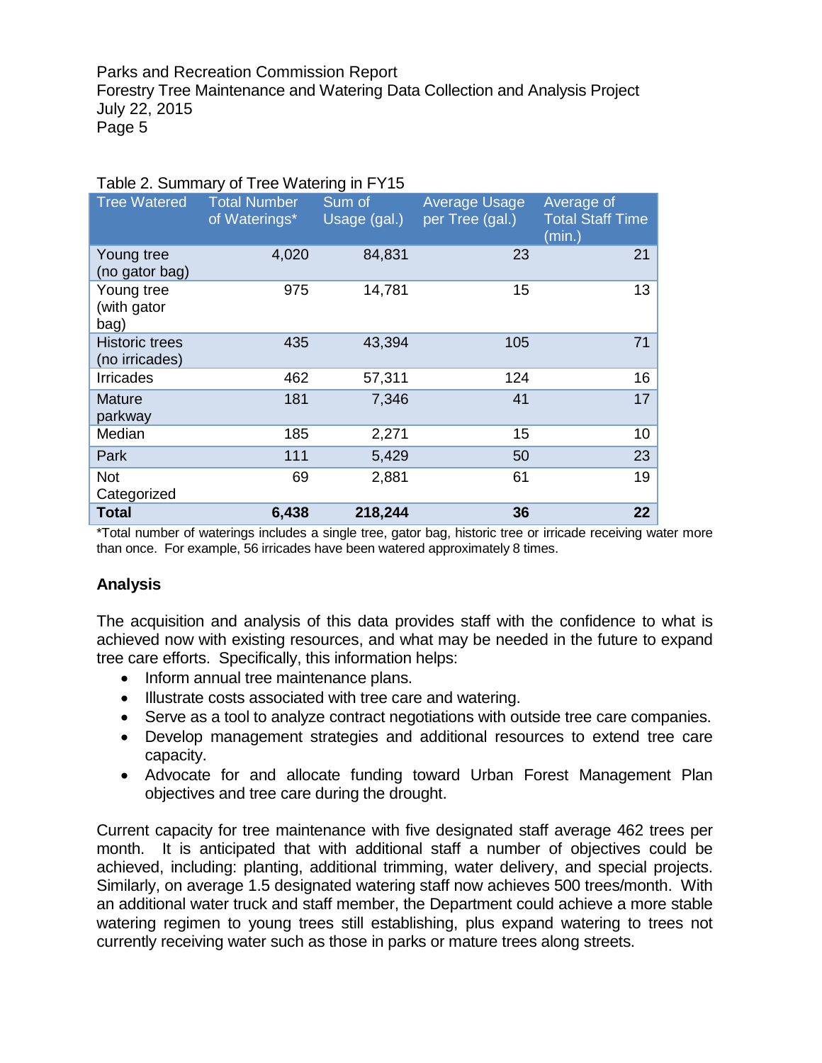Table 2. Summary of Tree Watering in FY15

| Tree Watered | Total Number of Waterings* | Sum of Usage (gal.) | Average Usage per Tree (gal.) | Average of Total Staff Time (min.) |
|---|---|---|---|---|
| Young tree (no gator bag) | 4,020 | 84,831 | 23 | 21 |
| Young tree (with gator bag) | 975 | 14,781 | 15 | 13 |
| Historic trees (no irricades) | 435 | 43,394 | 105 | 71 |
| Irricades | 462 | 57,311 | 124 | 16 |
| Mature parkway | 181 | 7,346 | 41 | 17 |
| Median | 185 | 2,271 | 15 | 10 |
| Park | 111 | 5,429 | 50 | 23 |
| Not Categorized | 69 | 2,881 | 61 | 19 |
| **Total** | **6,438** | **218,244** | **36** | **22** |

*Total number of waterings includes a single tree, gator bag, historic tree or irricade receiving water more than once. For example, 56 irricades have been watered approximately 8 times.

## Analysis

The acquisition and analysis of this data provides staff with the confidence to what is achieved now with existing resources, and what may be needed in the future to expand tree care efforts. Specifically, this information helps:

- Inform annual tree maintenance plans.
- Illustrate costs associated with tree care and watering.
- Serve as a tool to analyze contract negotiations with outside tree care companies.
- Develop management strategies and additional resources to extend tree care capacity.
- Advocate for and allocate funding toward Urban Forest Management Plan objectives and tree care during the drought.

Current capacity for tree maintenance with five designated staff average 462 trees per month. It is anticipated that with additional staff a number of objectives could be achieved, including: planting, additional trimming, water delivery, and special projects. Similarly, on average 1.5 designated watering staff now achieves 500 trees/month. With an additional water truck and staff member, the Department could achieve a more stable watering regimen to young trees still establishing, plus expand watering to trees not currently receiving water such as those in parks or mature trees along streets.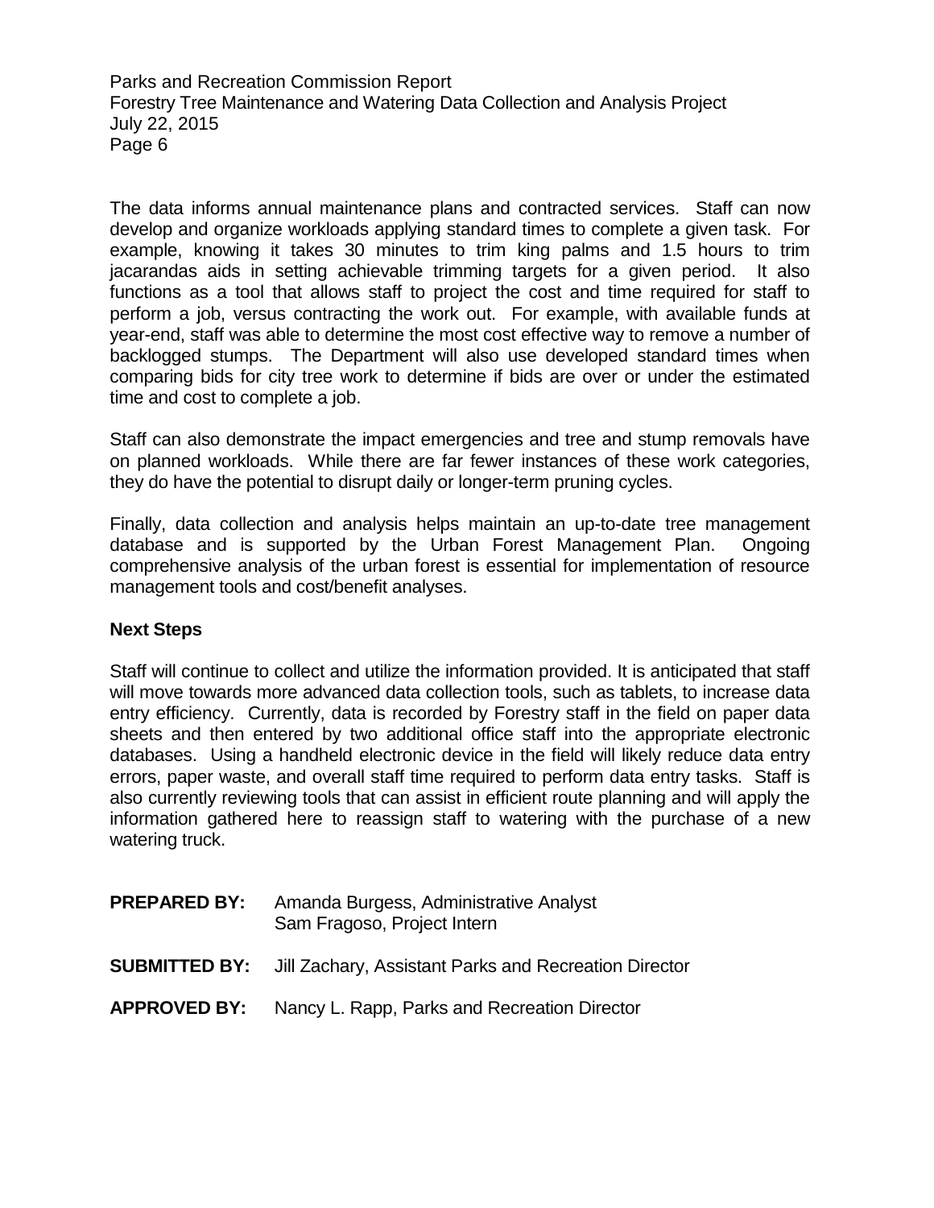The data informs annual maintenance plans and contracted services. Staff can now develop and organize workloads applying standard times to complete a given task. For example, knowing it takes 30 minutes to trim king palms and 1.5 hours to trim jacarandas aids in setting achievable trimming targets for a given period. It also functions as a tool that allows staff to project the cost and time required for staff to perform a job, versus contracting the work out. For example, with available funds at year-end, staff was able to determine the most cost effective way to remove a number of backlogged stumps. The Department will also use developed standard times when comparing bids for city tree work to determine if bids are over or under the estimated time and cost to complete a job.

Staff can also demonstrate the impact emergencies and tree and stump removals have on planned workloads. While there are far fewer instances of these work categories, they do have the potential to disrupt daily or longer-term pruning cycles.

Finally, data collection and analysis helps maintain an up-to-date tree management database and is supported by the Urban Forest Management Plan. Ongoing comprehensive analysis of the urban forest is essential for implementation of resource management tools and cost/benefit analyses.

**Next Steps**

Staff will continue to collect and utilize the information provided. It is anticipated that staff will move towards more advanced data collection tools, such as tablets, to increase data entry efficiency. Currently, data is recorded by Forestry staff in the field on paper data sheets and then entered by two additional office staff into the appropriate electronic databases. Using a handheld electronic device in the field will likely reduce data entry errors, paper waste, and overall staff time required to perform data entry tasks. Staff is also currently reviewing tools that can assist in efficient route planning and will apply the information gathered here to reassign staff to watering with the purchase of a new watering truck.

**PREPARED BY:** Amanda Burgess, Administrative Analyst
Sam Fragoso, Project Intern

**SUBMITTED BY:** Jill Zachary, Assistant Parks and Recreation Director

**APPROVED BY:** Nancy L. Rapp, Parks and Recreation Director